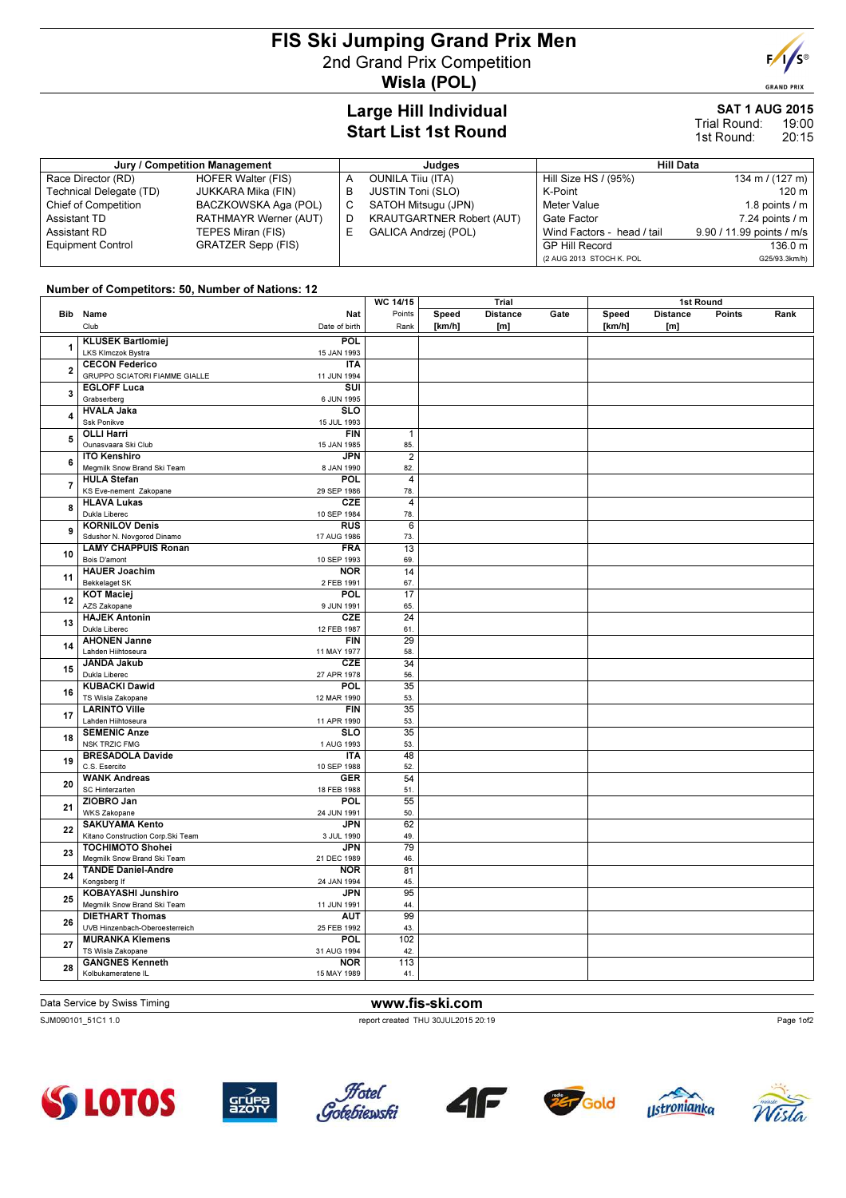# FIS Ski Jumping Grand Prix Men

2nd Grand Prix Competition

**Wisla (POL)**

## Large Hill Individual
## Start List 1st Round

**SAT 1 AUG 2015**
Trial Round: 19:00
1st Round: 20:15

| Jury / Competition Management | | Judges | | Hill Data | |
|---|---|---|---|---|---|
| Race Director (RD) | HOFER Walter (FIS) | A | OUNILA Tiiu (ITA) | Hill Size HS / (95%) | 134 m / (127 m) |
| Technical Delegate (TD) | JUKKARA Mika (FIN) | B | JUSTIN Toni (SLO) | K-Point | 120 m |
| Chief of Competition | BACZKOWSKA Aga (POL) | C | SATOH Mitsugu (JPN) | Meter Value | 1.8 points / m |
| Assistant TD | RATHMAYR Werner (AUT) | D | KRAUTGARTNER Robert (AUT) | Gate Factor | 7.24 points / m |
| Assistant RD | TEPES Miran (FIS) | E | GALICA Andrzej (POL) | Wind Factors - head / tail | 9.90 / 11.99 points / m/s |
| Equipment Control | GRATZER Sepp (FIS) | | | GP Hill Record | 136.0 m |
| | | | | (2 AUG 2013 STOCH K. POL | G25/93.3km/h) |

**Number of Competitors: 50, Number of Nations: 12**

| Bib | Name / Club | Nat / Date of birth | WC 14/15 Points / Rank | Trial Speed [km/h] | Trial Distance [m] | Trial Gate | 1st Round Speed [km/h] | 1st Round Distance [m] | 1st Round Points | 1st Round Rank |
|---|---|---|---|---|---|---|---|---|---|---|
| 1 | **KLUSEK Bartlomiej** LKS Klmczok Bystra | POL 15 JAN 1993 | | | | | | | | |
| 2 | **CECON Federico** GRUPPO SCIATORI FIAMME GIALLE | ITA 11 JUN 1994 | | | | | | | | |
| 3 | **EGLOFF Luca** Grabserberg | SUI 6 JUN 1995 | | | | | | | | |
| 4 | **HVALA Jaka** Ssk Ponikve | SLO 15 JUL 1993 | | | | | | | | |
| 5 | **OLLI Harri** Ounasvaara Ski Club | FIN 15 JAN 1985 | 1 85. | | | | | | | |
| 6 | **ITO Kenshiro** Megmilk Snow Brand Ski Team | JPN 8 JAN 1990 | 2 82. | | | | | | | |
| 7 | **HULA Stefan** KS Eve-nement Zakopane | POL 29 SEP 1986 | 4 78. | | | | | | | |
| 8 | **HLAVA Lukas** Dukla Liberec | CZE 10 SEP 1984 | 4 78. | | | | | | | |
| 9 | **KORNILOV Denis** Sdushor N. Novgorod Dinamo | RUS 17 AUG 1986 | 6 73. | | | | | | | |
| 10 | **LAMY CHAPPUIS Ronan** Bois D'amont | FRA 10 SEP 1993 | 13 69. | | | | | | | |
| 11 | **HAUER Joachim** Bekkelaget SK | NOR 2 FEB 1991 | 14 67. | | | | | | | |
| 12 | **KOT Maciej** AZS Zakopane | POL 9 JUN 1991 | 17 65. | | | | | | | |
| 13 | **HAJEK Antonin** Dukla Liberec | CZE 12 FEB 1987 | 24 61. | | | | | | | |
| 14 | **AHONEN Janne** Lahden Hiihtoseura | FIN 11 MAY 1977 | 29 58. | | | | | | | |
| 15 | **JANDA Jakub** Dukla Liberec | CZE 27 APR 1978 | 34 56. | | | | | | | |
| 16 | **KUBACKI Dawid** TS Wisla Zakopane | POL 12 MAR 1990 | 35 53. | | | | | | | |
| 17 | **LARINTO Ville** Lahden Hiihtoseura | FIN 11 APR 1990 | 35 53. | | | | | | | |
| 18 | **SEMENIC Anze** NSK TRZIC FMG | SLO 1 AUG 1993 | 35 53. | | | | | | | |
| 19 | **BRESADOLA Davide** C.S. Esercito | ITA 10 SEP 1988 | 48 52. | | | | | | | |
| 20 | **WANK Andreas** SC Hinterzarten | GER 18 FEB 1988 | 54 51. | | | | | | | |
| 21 | **ZIOBRO Jan** WKS Zakopane | POL 24 JUN 1991 | 55 50. | | | | | | | |
| 22 | **SAKUYAMA Kento** Kitano Construction Corp.Ski Team | JPN 3 JUL 1990 | 62 49. | | | | | | | |
| 23 | **TOCHIMOTO Shohei** Megmilk Snow Brand Ski Team | JPN 21 DEC 1989 | 79 46. | | | | | | | |
| 24 | **TANDE Daniel-Andre** Kongsberg If | NOR 24 JAN 1994 | 81 45. | | | | | | | |
| 25 | **KOBAYASHI Junshiro** Megmilk Snow Brand Ski Team | JPN 11 JUN 1991 | 95 44. | | | | | | | |
| 26 | **DIETHART Thomas** UVB Hinzenbach-Oberoesterreich | AUT 25 FEB 1992 | 99 43. | | | | | | | |
| 27 | **MURANKA Klemens** TS Wisla Zakopane | POL 31 AUG 1994 | 102 42. | | | | | | | |
| 28 | **GANGNES Kenneth** Kolbukameratene IL | NOR 15 MAY 1989 | 113 41. | | | | | | | |

Data Service by Swiss Timing

www.fis-ski.com

SJM090101_51C1 1.0    report created THU 30JUL2015 20:19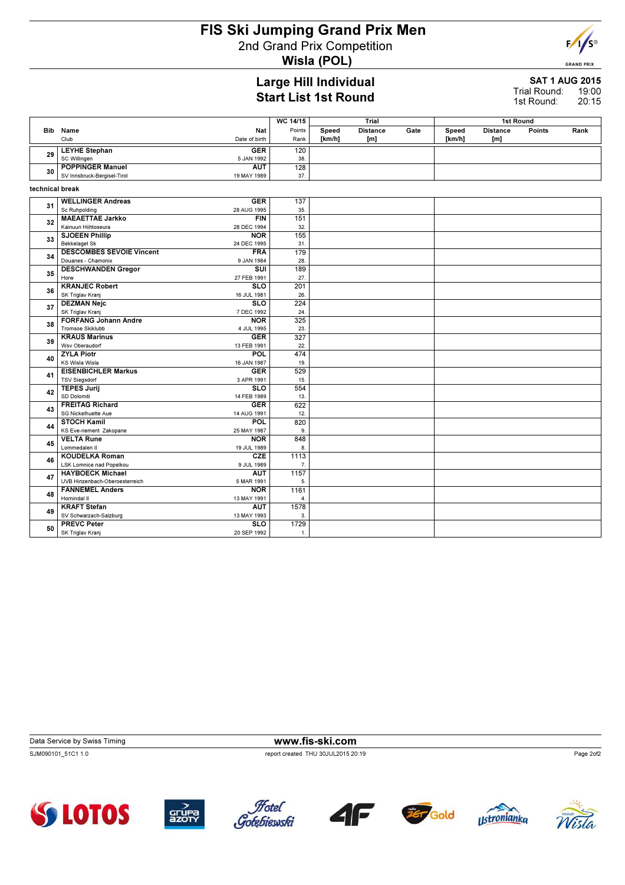# FIS Ski Jumping Grand Prix Men

2nd Grand Prix Competition

**Wisla (POL)**

## Large Hill Individual
## Start List 1st Round

**SAT 1 AUG 2015**
Trial Round: 19:00
1st Round: 20:15

| Bib | Name / Club | Nat / Date of birth | WC 14/15 Points / Rank | Trial Speed [km/h] | Trial Distance [m] | Trial Gate | 1st Round Speed [km/h] | 1st Round Distance [m] | 1st Round Points | 1st Round Rank |
|---|---|---|---|---|---|---|---|---|---|---|
| 29 | **LEYHE Stephan** SC Willingen | **GER** 5 JAN 1992 | 120 38. | | | | | | | |
| 30 | **POPPINGER Manuel** SV Innsbruck-Bergisel-Tirol | **AUT** 19 MAY 1989 | 128 37. | | | | | | | |
| | technical break | | | | | | | | | |
| 31 | **WELLINGER Andreas** Sc Ruhpolding | **GER** 28 AUG 1995 | 137 35. | | | | | | | |
| 32 | **MAEAETTAE Jarkko** Kainuun Hiihtoseura | **FIN** 28 DEC 1994 | 151 32. | | | | | | | |
| 33 | **SJOEEN Phillip** Bekkelaget Sk | **NOR** 24 DEC 1995 | 155 31. | | | | | | | |
| 34 | **DESCOMBES SEVOIE Vincent** Douanes - Chamonix | **FRA** 9 JAN 1984 | 179 28. | | | | | | | |
| 35 | **DESCHWANDEN Gregor** Horw | **SUI** 27 FEB 1991 | 189 27. | | | | | | | |
| 36 | **KRANJEC Robert** SK Triglav Kranj | **SLO** 16 JUL 1981 | 201 26. | | | | | | | |
| 37 | **DEZMAN Nejc** SK Triglav Kranj | **SLO** 7 DEC 1992 | 224 24. | | | | | | | |
| 38 | **FORFANG Johann Andre** Tromsoe Skiklubb | **NOR** 4 JUL 1995 | 325 23. | | | | | | | |
| 39 | **KRAUS Marinus** Wsv Oberaudorf | **GER** 13 FEB 1991 | 327 22. | | | | | | | |
| 40 | **ZYLA Piotr** KS Wisla Wisla | **POL** 16 JAN 1987 | 474 19. | | | | | | | |
| 41 | **EISENBICHLER Markus** TSV Siegsdorf | **GER** 3 APR 1991 | 529 15. | | | | | | | |
| 42 | **TEPES Jurij** SD Dolomiti | **SLO** 14 FEB 1989 | 554 13. | | | | | | | |
| 43 | **FREITAG Richard** SG Nickelhuette Aue | **GER** 14 AUG 1991 | 622 12. | | | | | | | |
| 44 | **STOCH Kamil** KS Eve-nement Zakopane | **POL** 25 MAY 1987 | 820 9. | | | | | | | |
| 45 | **VELTA Rune** Lommedalen Il | **NOR** 19 JUL 1989 | 848 8. | | | | | | | |
| 46 | **KOUDELKA Roman** LSK Lomnice nad Popelkou | **CZE** 9 JUL 1989 | 1113 7. | | | | | | | |
| 47 | **HAYBOECK Michael** UVB Hinzenbach-Oberoesterreich | **AUT** 5 MAR 1991 | 1157 5. | | | | | | | |
| 48 | **FANNEMEL Anders** Hornindal Il | **NOR** 13 MAY 1991 | 1161 4. | | | | | | | |
| 49 | **KRAFT Stefan** SV Schwarzach-Salzburg | **AUT** 13 MAY 1993 | 1578 3. | | | | | | | |
| 50 | **PREVC Peter** SK Triglav Kranj | **SLO** 20 SEP 1992 | 1729 1. | | | | | | | |

Data Service by Swiss Timing

**www.fis-ski.com**

SJM090101_51C1 1.0 report created THU 30JUL2015 20:19